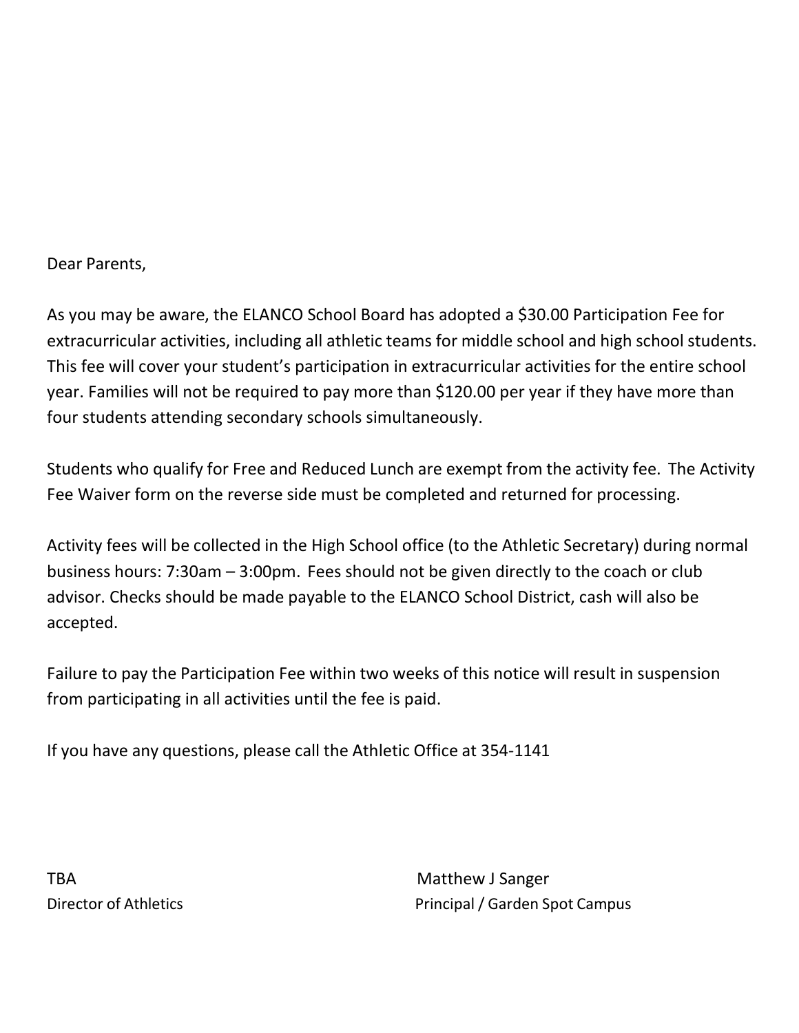Dear Parents,

As you may be aware, the ELANCO School Board has adopted a $30.00 Participation Fee for extracurricular activities, including all athletic teams for middle school and high school students. This fee will cover your student's participation in extracurricular activities for the entire school year. Families will not be required to pay more than $120.00 per year if they have more than four students attending secondary schools simultaneously.

Students who qualify for Free and Reduced Lunch are exempt from the activity fee. The Activity Fee Waiver form on the reverse side must be completed and returned for processing.

Activity fees will be collected in the High School office (to the Athletic Secretary) during normal business hours: 7:30am – 3:00pm. Fees should not be given directly to the coach or club advisor. Checks should be made payable to the ELANCO School District, cash will also be accepted.

Failure to pay the Participation Fee within two weeks of this notice will result in suspension from participating in all activities until the fee is paid.

If you have any questions, please call the Athletic Office at 354-1141

TBA
Director of Athletics

Matthew J Sanger
Principal / Garden Spot Campus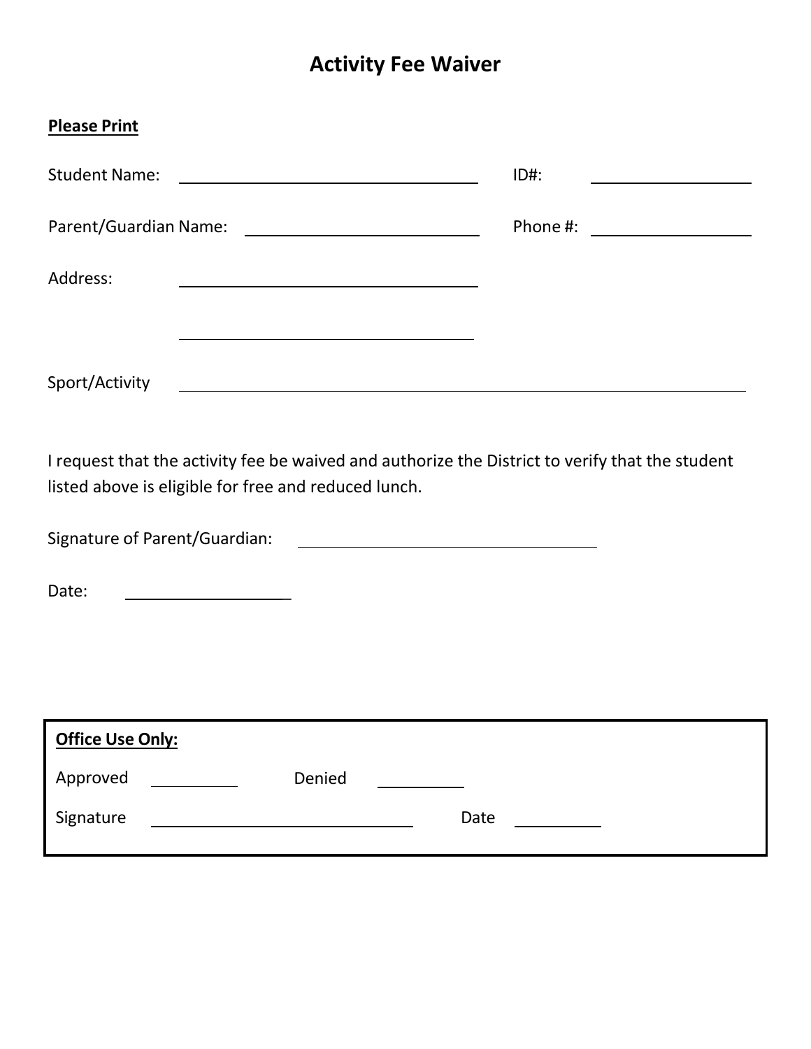# Activity Fee Waiver

**Please Print**

Student Name: ______________________________ ID#: ______________

Parent/Guardian Name: ________________________ Phone #: ______________

Address: ______________________________

______________________________

Sport/Activity ______________________________________________________

I request that the activity fee be waived and authorize the District to verify that the student listed above is eligible for free and reduced lunch.

Signature of Parent/Guardian: ______________________________

Date: ______________

**Office Use Only:**

Approved ________ Denied ________

Signature ______________________ Date ________